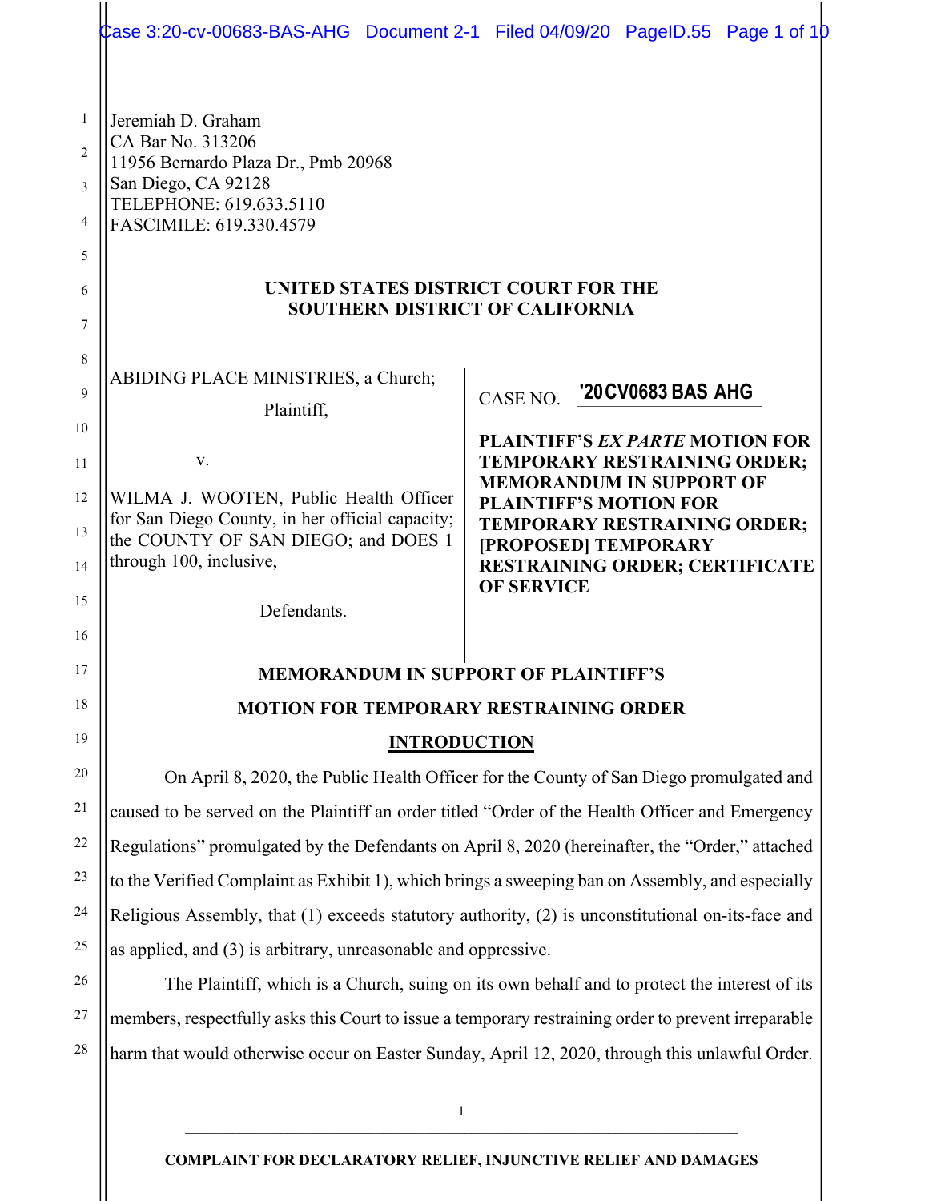Jeremiah D. Graham
CA Bar No. 313206
11956 Bernardo Plaza Dr., Pmb 20968
San Diego, CA 92128
TELEPHONE: 619.633.5110
FASCIMILE: 619.330.4579

**UNITED STATES DISTRICT COURT FOR THE SOUTHERN DISTRICT OF CALIFORNIA**

ABIDING PLACE MINISTRIES, a Church;

Plaintiff,

v.

WILMA J. WOOTEN, Public Health Officer for San Diego County, in her official capacity; the COUNTY OF SAN DIEGO; and DOES 1 through 100, inclusive,

Defendants.

CASE NO. '20CV0683 BAS AHG

**PLAINTIFF'S *EX PARTE* MOTION FOR TEMPORARY RESTRAINING ORDER; MEMORANDUM IN SUPPORT OF PLAINTIFF'S MOTION FOR TEMPORARY RESTRAINING ORDER; [PROPOSED] TEMPORARY RESTRAINING ORDER; CERTIFICATE OF SERVICE**

## MEMORANDUM IN SUPPORT OF PLAINTIFF'S MOTION FOR TEMPORARY RESTRAINING ORDER

### INTRODUCTION

On April 8, 2020, the Public Health Officer for the County of San Diego promulgated and caused to be served on the Plaintiff an order titled "Order of the Health Officer and Emergency Regulations" promulgated by the Defendants on April 8, 2020 (hereinafter, the "Order," attached to the Verified Complaint as Exhibit 1), which brings a sweeping ban on Assembly, and especially Religious Assembly, that (1) exceeds statutory authority, (2) is unconstitutional on-its-face and as applied, and (3) is arbitrary, unreasonable and oppressive.

The Plaintiff, which is a Church, suing on its own behalf and to protect the interest of its members, respectfully asks this Court to issue a temporary restraining order to prevent irreparable harm that would otherwise occur on Easter Sunday, April 12, 2020, through this unlawful Order.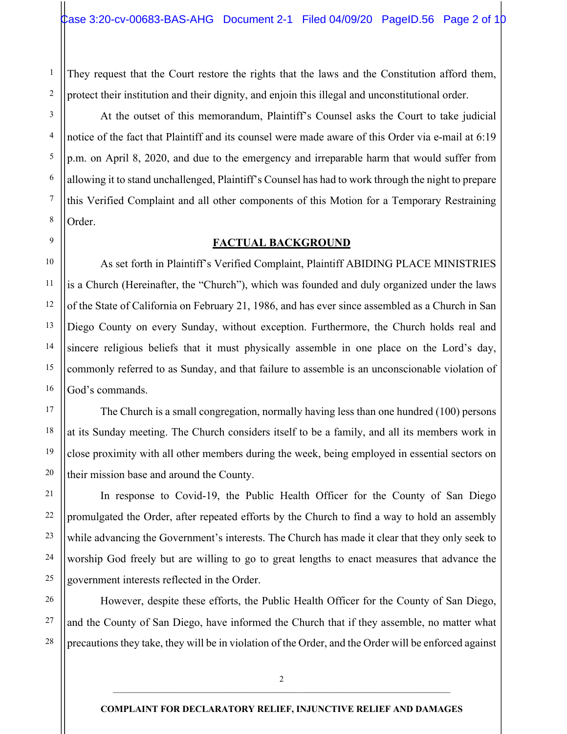They request that the Court restore the rights that the laws and the Constitution afford them, protect their institution and their dignity, and enjoin this illegal and unconstitutional order.

At the outset of this memorandum, Plaintiff's Counsel asks the Court to take judicial notice of the fact that Plaintiff and its counsel were made aware of this Order via e-mail at 6:19 p.m. on April 8, 2020, and due to the emergency and irreparable harm that would suffer from allowing it to stand unchallenged, Plaintiff's Counsel has had to work through the night to prepare this Verified Complaint and all other components of this Motion for a Temporary Restraining Order.

## FACTUAL BACKGROUND

As set forth in Plaintiff's Verified Complaint, Plaintiff ABIDING PLACE MINISTRIES is a Church (Hereinafter, the "Church"), which was founded and duly organized under the laws of the State of California on February 21, 1986, and has ever since assembled as a Church in San Diego County on every Sunday, without exception. Furthermore, the Church holds real and sincere religious beliefs that it must physically assemble in one place on the Lord's day, commonly referred to as Sunday, and that failure to assemble is an unconscionable violation of God's commands.

The Church is a small congregation, normally having less than one hundred (100) persons at its Sunday meeting. The Church considers itself to be a family, and all its members work in close proximity with all other members during the week, being employed in essential sectors on their mission base and around the County.

In response to Covid-19, the Public Health Officer for the County of San Diego promulgated the Order, after repeated efforts by the Church to find a way to hold an assembly while advancing the Government's interests. The Church has made it clear that they only seek to worship God freely but are willing to go to great lengths to enact measures that advance the government interests reflected in the Order.

However, despite these efforts, the Public Health Officer for the County of San Diego, and the County of San Diego, have informed the Church that if they assemble, no matter what precautions they take, they will be in violation of the Order, and the Order will be enforced against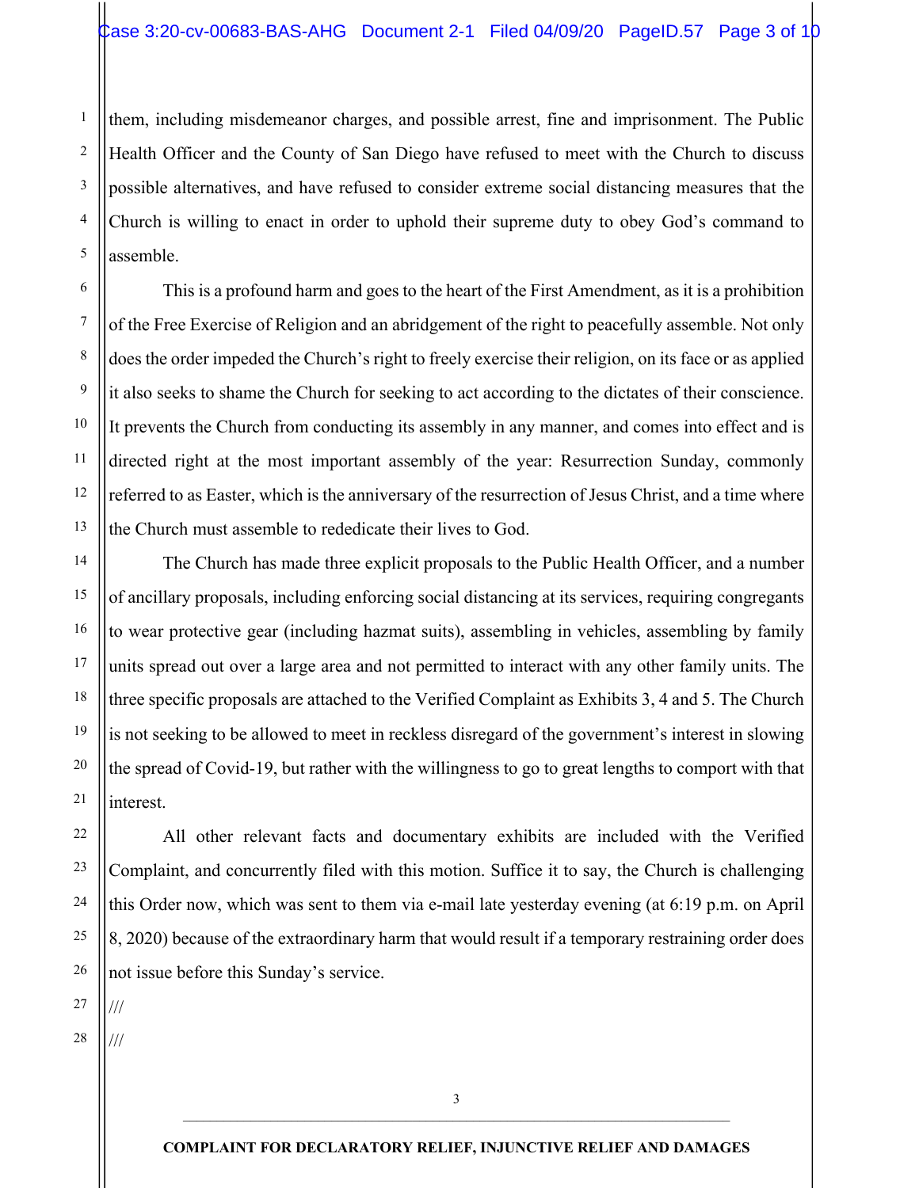them, including misdemeanor charges, and possible arrest, fine and imprisonment. The Public Health Officer and the County of San Diego have refused to meet with the Church to discuss possible alternatives, and have refused to consider extreme social distancing measures that the Church is willing to enact in order to uphold their supreme duty to obey God's command to assemble.

This is a profound harm and goes to the heart of the First Amendment, as it is a prohibition of the Free Exercise of Religion and an abridgement of the right to peacefully assemble. Not only does the order impeded the Church's right to freely exercise their religion, on its face or as applied it also seeks to shame the Church for seeking to act according to the dictates of their conscience. It prevents the Church from conducting its assembly in any manner, and comes into effect and is directed right at the most important assembly of the year: Resurrection Sunday, commonly referred to as Easter, which is the anniversary of the resurrection of Jesus Christ, and a time where the Church must assemble to rededicate their lives to God.

The Church has made three explicit proposals to the Public Health Officer, and a number of ancillary proposals, including enforcing social distancing at its services, requiring congregants to wear protective gear (including hazmat suits), assembling in vehicles, assembling by family units spread out over a large area and not permitted to interact with any other family units. The three specific proposals are attached to the Verified Complaint as Exhibits 3, 4 and 5. The Church is not seeking to be allowed to meet in reckless disregard of the government's interest in slowing the spread of Covid-19, but rather with the willingness to go to great lengths to comport with that interest.

All other relevant facts and documentary exhibits are included with the Verified Complaint, and concurrently filed with this motion. Suffice it to say, the Church is challenging this Order now, which was sent to them via e-mail late yesterday evening (at 6:19 p.m. on April 8, 2020) because of the extraordinary harm that would result if a temporary restraining order does not issue before this Sunday's service.

///

///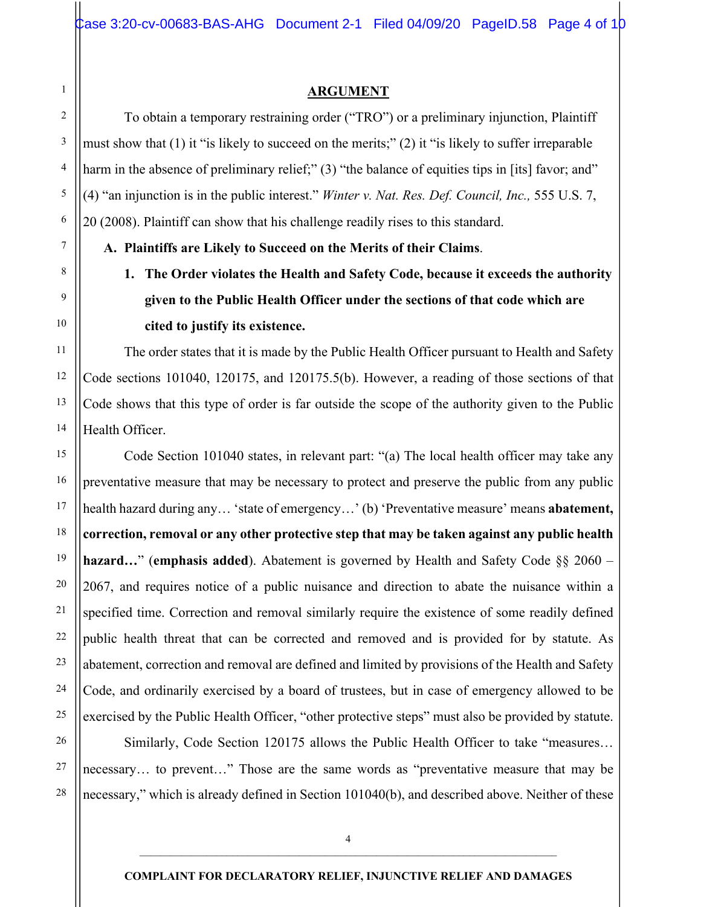## ARGUMENT

To obtain a temporary restraining order ("TRO") or a preliminary injunction, Plaintiff must show that (1) it "is likely to succeed on the merits;" (2) it "is likely to suffer irreparable harm in the absence of preliminary relief;" (3) "the balance of equities tips in [its] favor; and" (4) "an injunction is in the public interest." *Winter v. Nat. Res. Def. Council, Inc.,* 555 U.S. 7, 20 (2008). Plaintiff can show that his challenge readily rises to this standard.

**A. Plaintiffs are Likely to Succeed on the Merits of their Claims**.

**1. The Order violates the Health and Safety Code, because it exceeds the authority given to the Public Health Officer under the sections of that code which are cited to justify its existence.**

The order states that it is made by the Public Health Officer pursuant to Health and Safety Code sections 101040, 120175, and 120175.5(b). However, a reading of those sections of that Code shows that this type of order is far outside the scope of the authority given to the Public Health Officer.

Code Section 101040 states, in relevant part: "(a) The local health officer may take any preventative measure that may be necessary to protect and preserve the public from any public health hazard during any… 'state of emergency…' (b) 'Preventative measure' means **abatement, correction, removal or any other protective step that may be taken against any public health hazard…**" (**emphasis added**). Abatement is governed by Health and Safety Code §§ 2060 – 2067, and requires notice of a public nuisance and direction to abate the nuisance within a specified time. Correction and removal similarly require the existence of some readily defined public health threat that can be corrected and removed and is provided for by statute. As abatement, correction and removal are defined and limited by provisions of the Health and Safety Code, and ordinarily exercised by a board of trustees, but in case of emergency allowed to be exercised by the Public Health Officer, "other protective steps" must also be provided by statute.

Similarly, Code Section 120175 allows the Public Health Officer to take "measures… necessary… to prevent…" Those are the same words as "preventative measure that may be necessary," which is already defined in Section 101040(b), and described above. Neither of these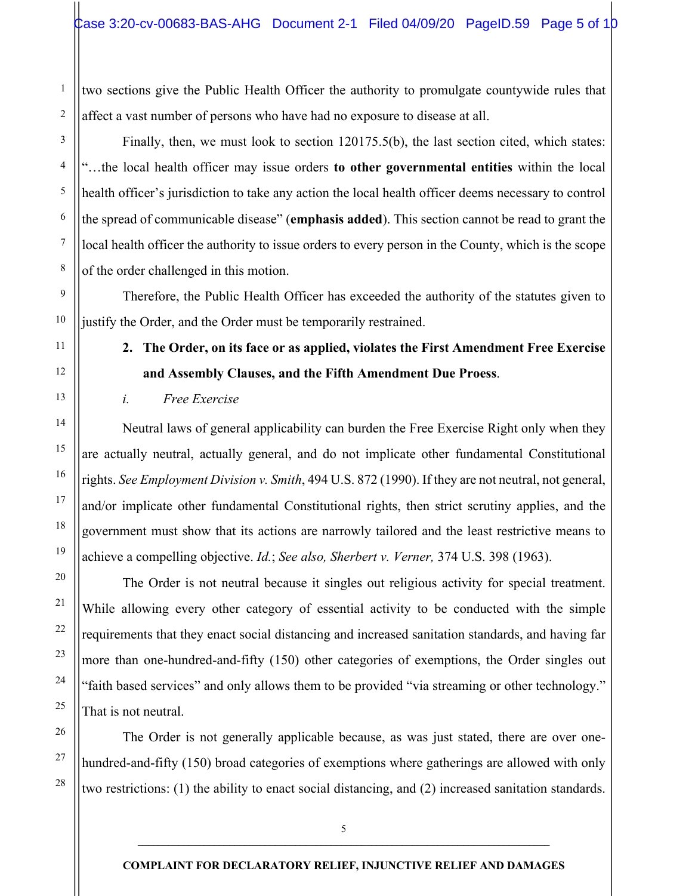two sections give the Public Health Officer the authority to promulgate countywide rules that affect a vast number of persons who have had no exposure to disease at all.

Finally, then, we must look to section 120175.5(b), the last section cited, which states: "…the local health officer may issue orders **to other governmental entities** within the local health officer's jurisdiction to take any action the local health officer deems necessary to control the spread of communicable disease" (**emphasis added**). This section cannot be read to grant the local health officer the authority to issue orders to every person in the County, which is the scope of the order challenged in this motion.

Therefore, the Public Health Officer has exceeded the authority of the statutes given to justify the Order, and the Order must be temporarily restrained.

**2. The Order, on its face or as applied, violates the First Amendment Free Exercise and Assembly Clauses, and the Fifth Amendment Due Proess**.

*i. Free Exercise*

Neutral laws of general applicability can burden the Free Exercise Right only when they are actually neutral, actually general, and do not implicate other fundamental Constitutional rights. *See Employment Division v. Smith*, 494 U.S. 872 (1990). If they are not neutral, not general, and/or implicate other fundamental Constitutional rights, then strict scrutiny applies, and the government must show that its actions are narrowly tailored and the least restrictive means to achieve a compelling objective. *Id.*; *See also, Sherbert v. Verner,* 374 U.S. 398 (1963).

The Order is not neutral because it singles out religious activity for special treatment. While allowing every other category of essential activity to be conducted with the simple requirements that they enact social distancing and increased sanitation standards, and having far more than one-hundred-and-fifty (150) other categories of exemptions, the Order singles out "faith based services" and only allows them to be provided "via streaming or other technology." That is not neutral.

The Order is not generally applicable because, as was just stated, there are over one-hundred-and-fifty (150) broad categories of exemptions where gatherings are allowed with only two restrictions: (1) the ability to enact social distancing, and (2) increased sanitation standards.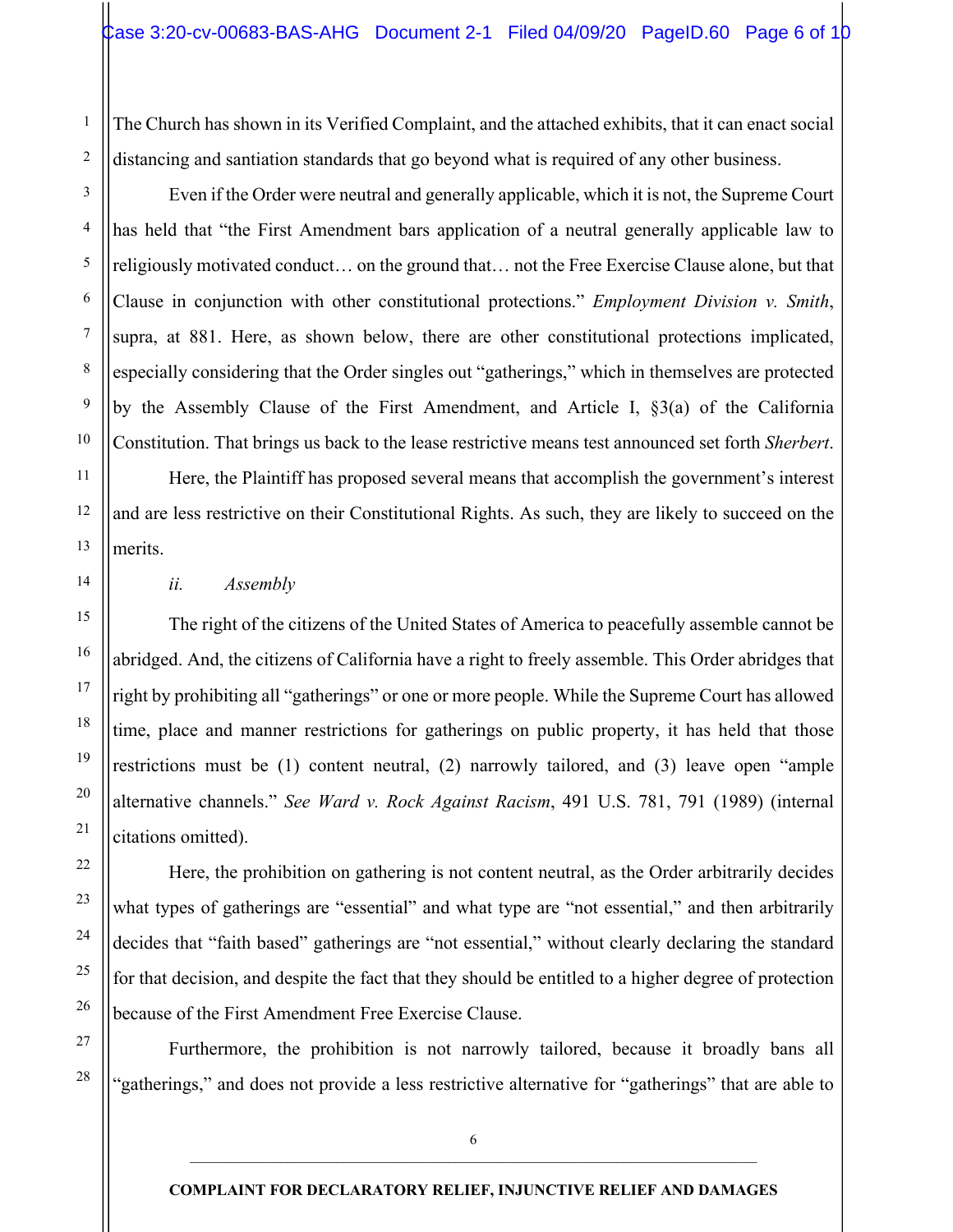The Church has shown in its Verified Complaint, and the attached exhibits, that it can enact social distancing and santiation standards that go beyond what is required of any other business.

Even if the Order were neutral and generally applicable, which it is not, the Supreme Court has held that "the First Amendment bars application of a neutral generally applicable law to religiously motivated conduct… on the ground that… not the Free Exercise Clause alone, but that Clause in conjunction with other constitutional protections." *Employment Division v. Smith*, supra, at 881. Here, as shown below, there are other constitutional protections implicated, especially considering that the Order singles out "gatherings," which in themselves are protected by the Assembly Clause of the First Amendment, and Article I, §3(a) of the California Constitution. That brings us back to the lease restrictive means test announced set forth *Sherbert*.

Here, the Plaintiff has proposed several means that accomplish the government's interest and are less restrictive on their Constitutional Rights. As such, they are likely to succeed on the merits.

*ii. Assembly*

The right of the citizens of the United States of America to peacefully assemble cannot be abridged. And, the citizens of California have a right to freely assemble. This Order abridges that right by prohibiting all "gatherings" or one or more people. While the Supreme Court has allowed time, place and manner restrictions for gatherings on public property, it has held that those restrictions must be (1) content neutral, (2) narrowly tailored, and (3) leave open "ample alternative channels." *See Ward v. Rock Against Racism*, 491 U.S. 781, 791 (1989) (internal citations omitted).

Here, the prohibition on gathering is not content neutral, as the Order arbitrarily decides what types of gatherings are "essential" and what type are "not essential," and then arbitrarily decides that "faith based" gatherings are "not essential," without clearly declaring the standard for that decision, and despite the fact that they should be entitled to a higher degree of protection because of the First Amendment Free Exercise Clause.

Furthermore, the prohibition is not narrowly tailored, because it broadly bans all "gatherings," and does not provide a less restrictive alternative for "gatherings" that are able to

COMPLAINT FOR DECLARATORY RELIEF, INJUNCTIVE RELIEF AND DAMAGES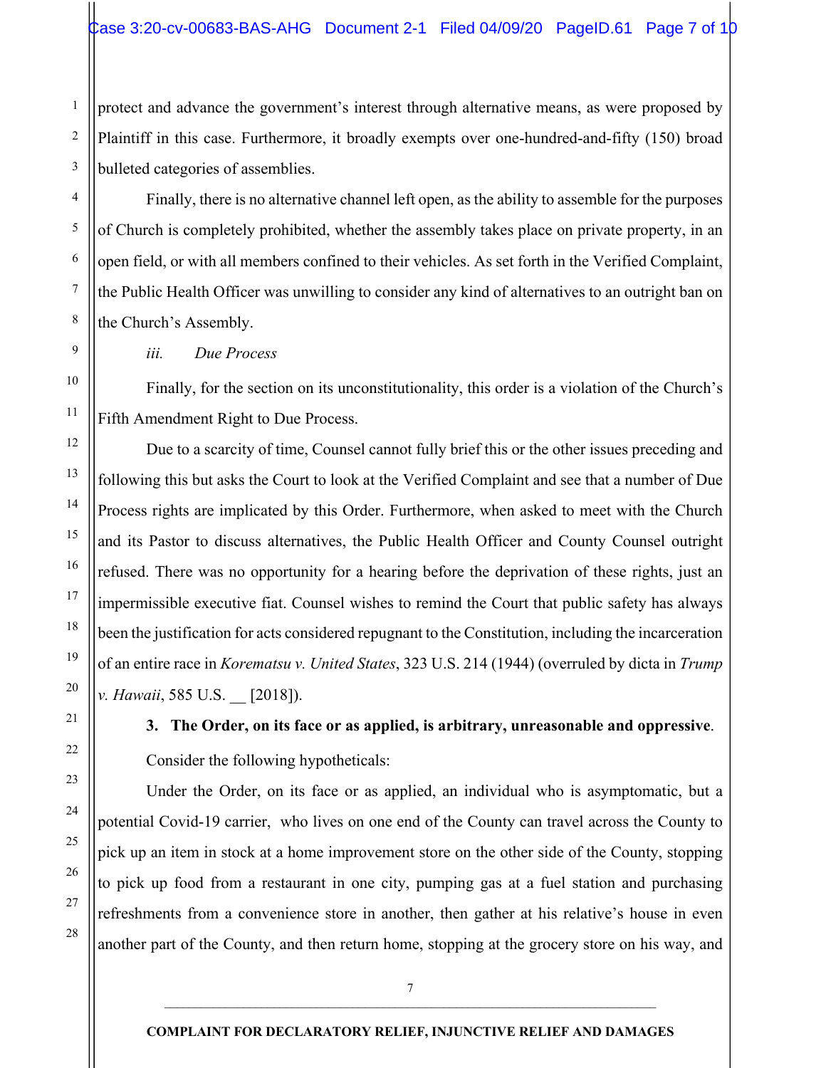protect and advance the government's interest through alternative means, as were proposed by Plaintiff in this case. Furthermore, it broadly exempts over one-hundred-and-fifty (150) broad bulleted categories of assemblies.

Finally, there is no alternative channel left open, as the ability to assemble for the purposes of Church is completely prohibited, whether the assembly takes place on private property, in an open field, or with all members confined to their vehicles. As set forth in the Verified Complaint, the Public Health Officer was unwilling to consider any kind of alternatives to an outright ban on the Church's Assembly.

*iii. Due Process*

Finally, for the section on its unconstitutionality, this order is a violation of the Church's Fifth Amendment Right to Due Process.

Due to a scarcity of time, Counsel cannot fully brief this or the other issues preceding and following this but asks the Court to look at the Verified Complaint and see that a number of Due Process rights are implicated by this Order. Furthermore, when asked to meet with the Church and its Pastor to discuss alternatives, the Public Health Officer and County Counsel outright refused. There was no opportunity for a hearing before the deprivation of these rights, just an impermissible executive fiat. Counsel wishes to remind the Court that public safety has always been the justification for acts considered repugnant to the Constitution, including the incarceration of an entire race in *Korematsu v. United States*, 323 U.S. 214 (1944) (overruled by dicta in *Trump v. Hawaii*, 585 U.S. __ [2018]).

**3. The Order, on its face or as applied, is arbitrary, unreasonable and oppressive**.

Consider the following hypotheticals:

Under the Order, on its face or as applied, an individual who is asymptomatic, but a potential Covid-19 carrier, who lives on one end of the County can travel across the County to pick up an item in stock at a home improvement store on the other side of the County, stopping to pick up food from a restaurant in one city, pumping gas at a fuel station and purchasing refreshments from a convenience store in another, then gather at his relative's house in even another part of the County, and then return home, stopping at the grocery store on his way, and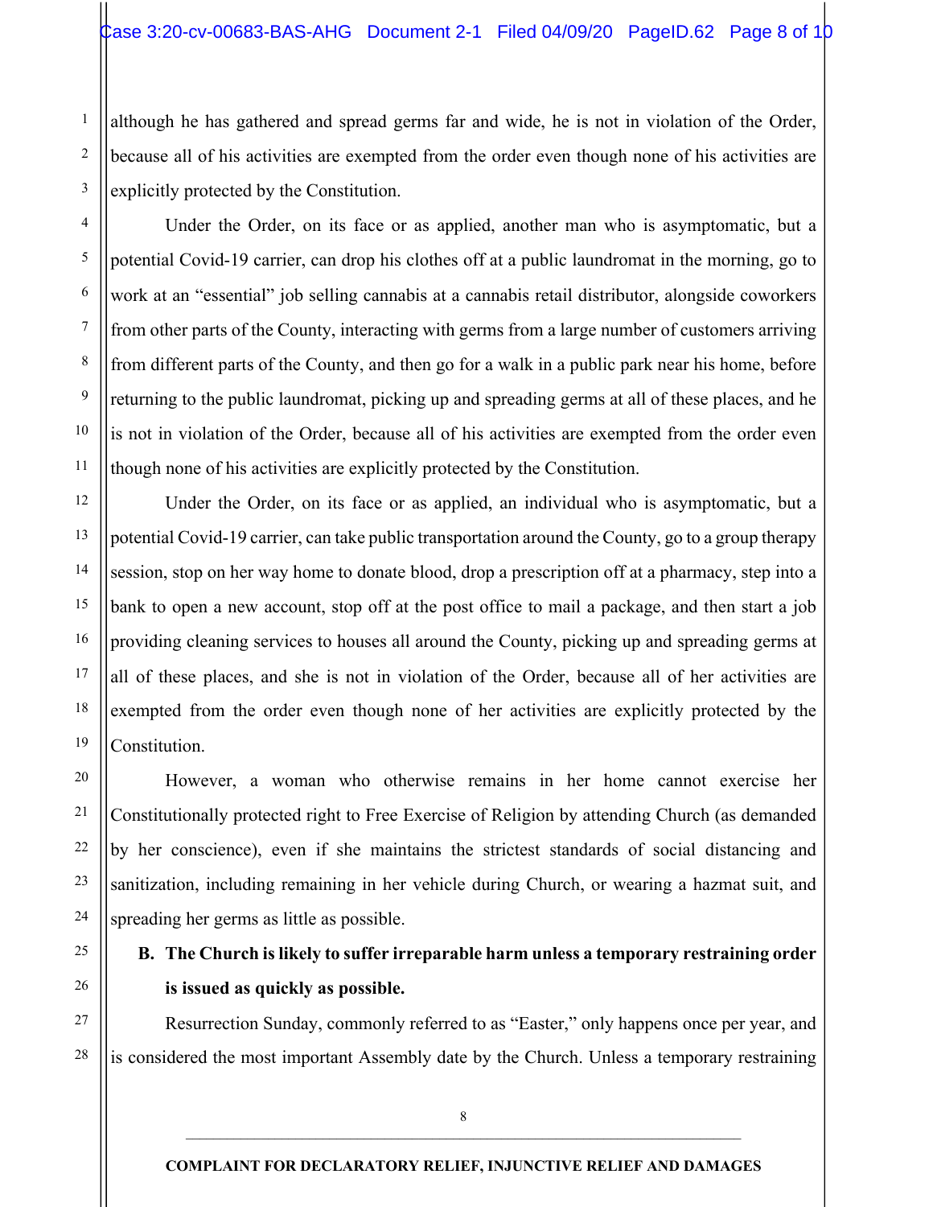although he has gathered and spread germs far and wide, he is not in violation of the Order, because all of his activities are exempted from the order even though none of his activities are explicitly protected by the Constitution.

Under the Order, on its face or as applied, another man who is asymptomatic, but a potential Covid-19 carrier, can drop his clothes off at a public laundromat in the morning, go to work at an "essential" job selling cannabis at a cannabis retail distributor, alongside coworkers from other parts of the County, interacting with germs from a large number of customers arriving from different parts of the County, and then go for a walk in a public park near his home, before returning to the public laundromat, picking up and spreading germs at all of these places, and he is not in violation of the Order, because all of his activities are exempted from the order even though none of his activities are explicitly protected by the Constitution.

Under the Order, on its face or as applied, an individual who is asymptomatic, but a potential Covid-19 carrier, can take public transportation around the County, go to a group therapy session, stop on her way home to donate blood, drop a prescription off at a pharmacy, step into a bank to open a new account, stop off at the post office to mail a package, and then start a job providing cleaning services to houses all around the County, picking up and spreading germs at all of these places, and she is not in violation of the Order, because all of her activities are exempted from the order even though none of her activities are explicitly protected by the Constitution.

However, a woman who otherwise remains in her home cannot exercise her Constitutionally protected right to Free Exercise of Religion by attending Church (as demanded by her conscience), even if she maintains the strictest standards of social distancing and sanitization, including remaining in her vehicle during Church, or wearing a hazmat suit, and spreading her germs as little as possible.

**B. The Church is likely to suffer irreparable harm unless a temporary restraining order is issued as quickly as possible.**

Resurrection Sunday, commonly referred to as "Easter," only happens once per year, and is considered the most important Assembly date by the Church. Unless a temporary restraining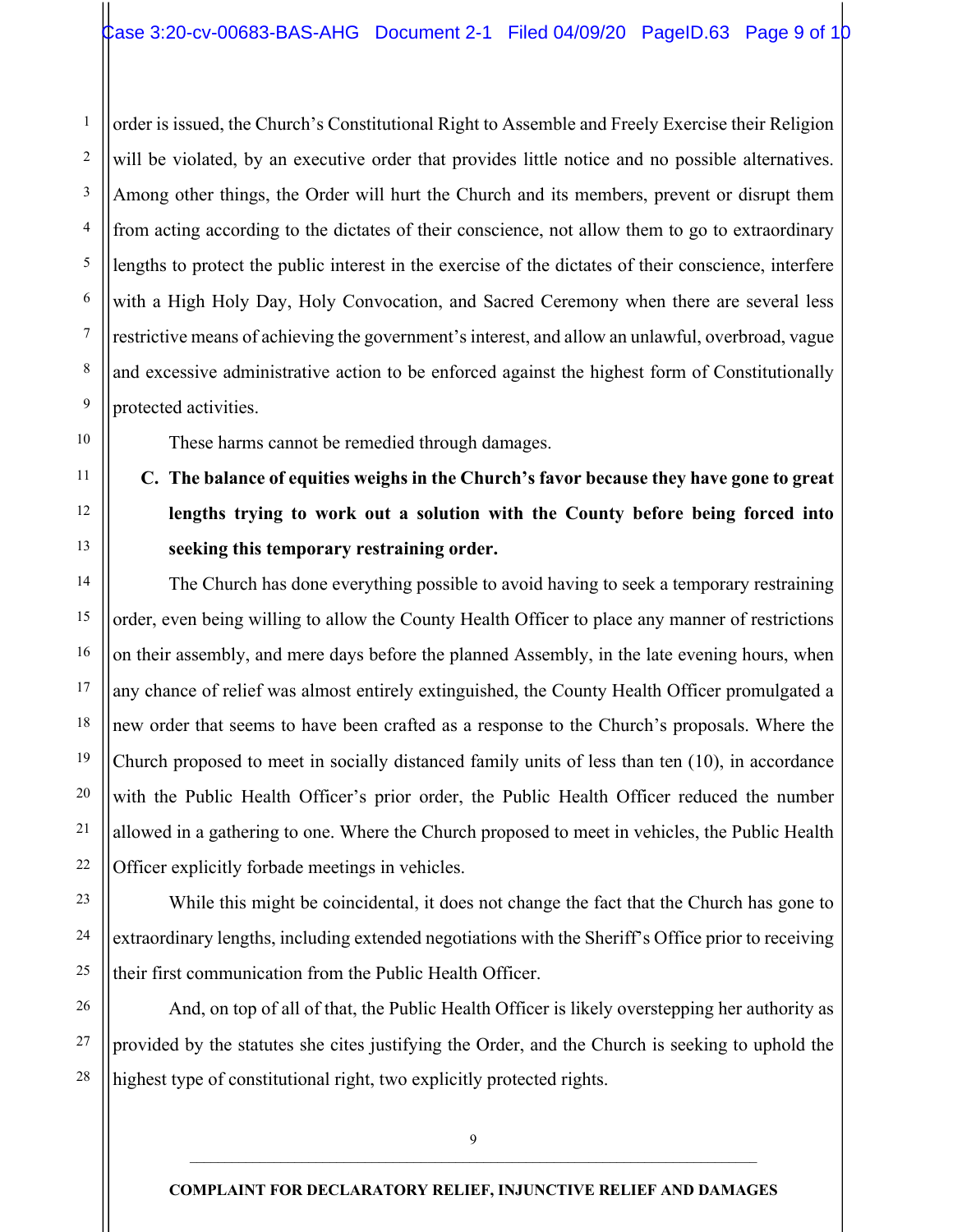order is issued, the Church's Constitutional Right to Assemble and Freely Exercise their Religion will be violated, by an executive order that provides little notice and no possible alternatives. Among other things, the Order will hurt the Church and its members, prevent or disrupt them from acting according to the dictates of their conscience, not allow them to go to extraordinary lengths to protect the public interest in the exercise of the dictates of their conscience, interfere with a High Holy Day, Holy Convocation, and Sacred Ceremony when there are several less restrictive means of achieving the government's interest, and allow an unlawful, overbroad, vague and excessive administrative action to be enforced against the highest form of Constitutionally protected activities.

These harms cannot be remedied through damages.

**C. The balance of equities weighs in the Church's favor because they have gone to great lengths trying to work out a solution with the County before being forced into seeking this temporary restraining order.**

The Church has done everything possible to avoid having to seek a temporary restraining order, even being willing to allow the County Health Officer to place any manner of restrictions on their assembly, and mere days before the planned Assembly, in the late evening hours, when any chance of relief was almost entirely extinguished, the County Health Officer promulgated a new order that seems to have been crafted as a response to the Church's proposals. Where the Church proposed to meet in socially distanced family units of less than ten (10), in accordance with the Public Health Officer's prior order, the Public Health Officer reduced the number allowed in a gathering to one. Where the Church proposed to meet in vehicles, the Public Health Officer explicitly forbade meetings in vehicles.

While this might be coincidental, it does not change the fact that the Church has gone to extraordinary lengths, including extended negotiations with the Sheriff's Office prior to receiving their first communication from the Public Health Officer.

And, on top of all of that, the Public Health Officer is likely overstepping her authority as provided by the statutes she cites justifying the Order, and the Church is seeking to uphold the highest type of constitutional right, two explicitly protected rights.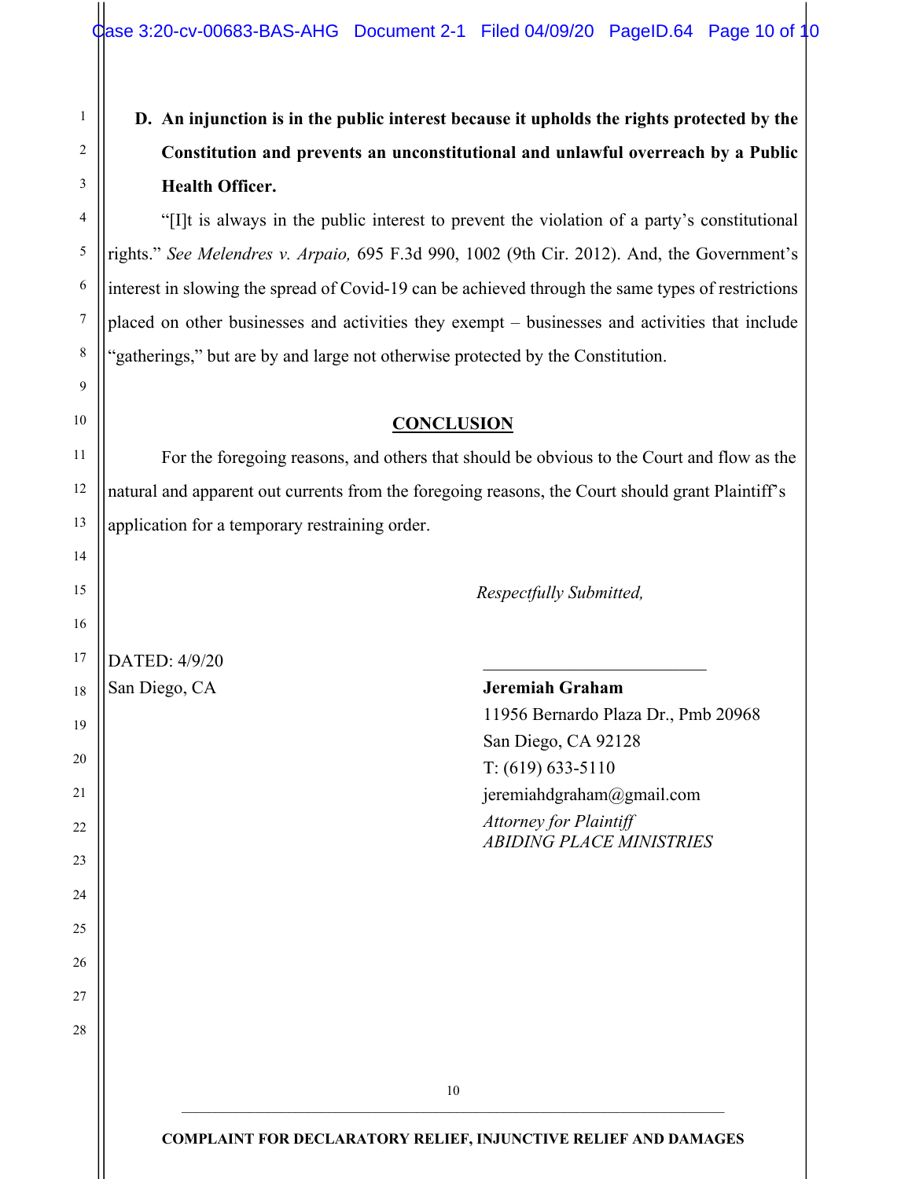**D. An injunction is in the public interest because it upholds the rights protected by the Constitution and prevents an unconstitutional and unlawful overreach by a Public Health Officer.**

"[I]t is always in the public interest to prevent the violation of a party's constitutional rights." *See Melendres v. Arpaio,* 695 F.3d 990, 1002 (9th Cir. 2012). And, the Government's interest in slowing the spread of Covid-19 can be achieved through the same types of restrictions placed on other businesses and activities they exempt – businesses and activities that include "gatherings," but are by and large not otherwise protected by the Constitution.

**<u>CONCLUSION</u>**

For the foregoing reasons, and others that should be obvious to the Court and flow as the natural and apparent out currents from the foregoing reasons, the Court should grant Plaintiff's application for a temporary restraining order.

*Respectfully Submitted,*

DATED: 4/9/20
San Diego, CA

\_\_\_\_\_\_\_\_\_\_\_\_\_\_\_\_\_\_\_\_\_\_\_\_\_\_

**Jeremiah Graham**
11956 Bernardo Plaza Dr., Pmb 20968
San Diego, CA 92128
T: (619) 633-5110
jeremiahdgraham@gmail.com
*Attorney for Plaintiff*
*ABIDING PLACE MINISTRIES*

**COMPLAINT FOR DECLARATORY RELIEF, INJUNCTIVE RELIEF AND DAMAGES**